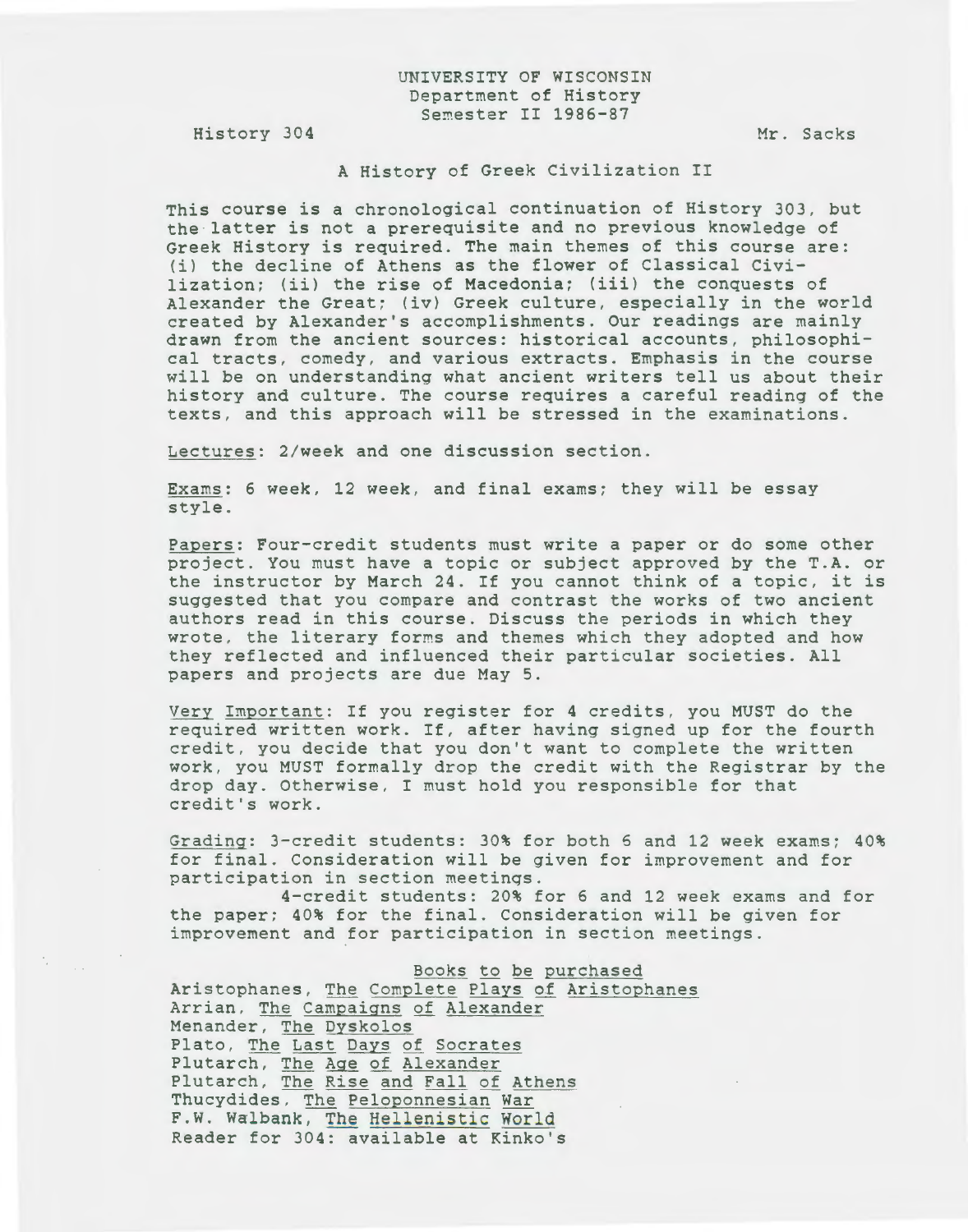UNIVERSITY OF WISCONSIN
Department of History
Semester II 1986-87

History 304 Mr. Sacks

# A History of Greek Civilization II

This course is a chronological continuation of History 303, but the latter is not a prerequisite and no previous knowledge of Greek History is required. The main themes of this course are: (i) the decline of Athens as the flower of Classical Civilization; (ii) the rise of Macedonia; (iii) the conquests of Alexander the Great; (iv) Greek culture, especially in the world created by Alexander's accomplishments. Our readings are mainly drawn from the ancient sources: historical accounts, philosophical tracts, comedy, and various extracts. Emphasis in the course will be on understanding what ancient writers tell us about their history and culture. The course requires a careful reading of the texts, and this approach will be stressed in the examinations.

Lectures: 2/week and one discussion section.

Exams: 6 week, 12 week, and final exams; they will be essay style.

Papers: Four-credit students must write a paper or do some other project. You must have a topic or subject approved by the T.A. or the instructor by March 24. If you cannot think of a topic, it is suggested that you compare and contrast the works of two ancient authors read in this course. Discuss the periods in which they wrote, the literary forms and themes which they adopted and how they reflected and influenced their particular societies. All papers and projects are due May 5.

Very Important: If you register for 4 credits, you MUST do the required written work. If, after having signed up for the fourth credit, you decide that you don't want to complete the written work, you MUST formally drop the credit with the Registrar by the drop day. Otherwise, I must hold you responsible for that credit's work.

Grading: 3-credit students: 30% for both 6 and 12 week exams; 40% for final. Consideration will be given for improvement and for participation in section meetings.

4-credit students: 20% for 6 and 12 week exams and for the paper; 40% for the final. Consideration will be given for improvement and for participation in section meetings.

## Books to be purchased

Aristophanes, The Complete Plays of Aristophanes
Arrian, The Campaigns of Alexander
Menander, The Dyskolos
Plato, The Last Days of Socrates
Plutarch, The Age of Alexander
Plutarch, The Rise and Fall of Athens
Thucydides, The Peloponnesian War
F.W. Walbank, The Hellenistic World
Reader for 304: available at Kinko's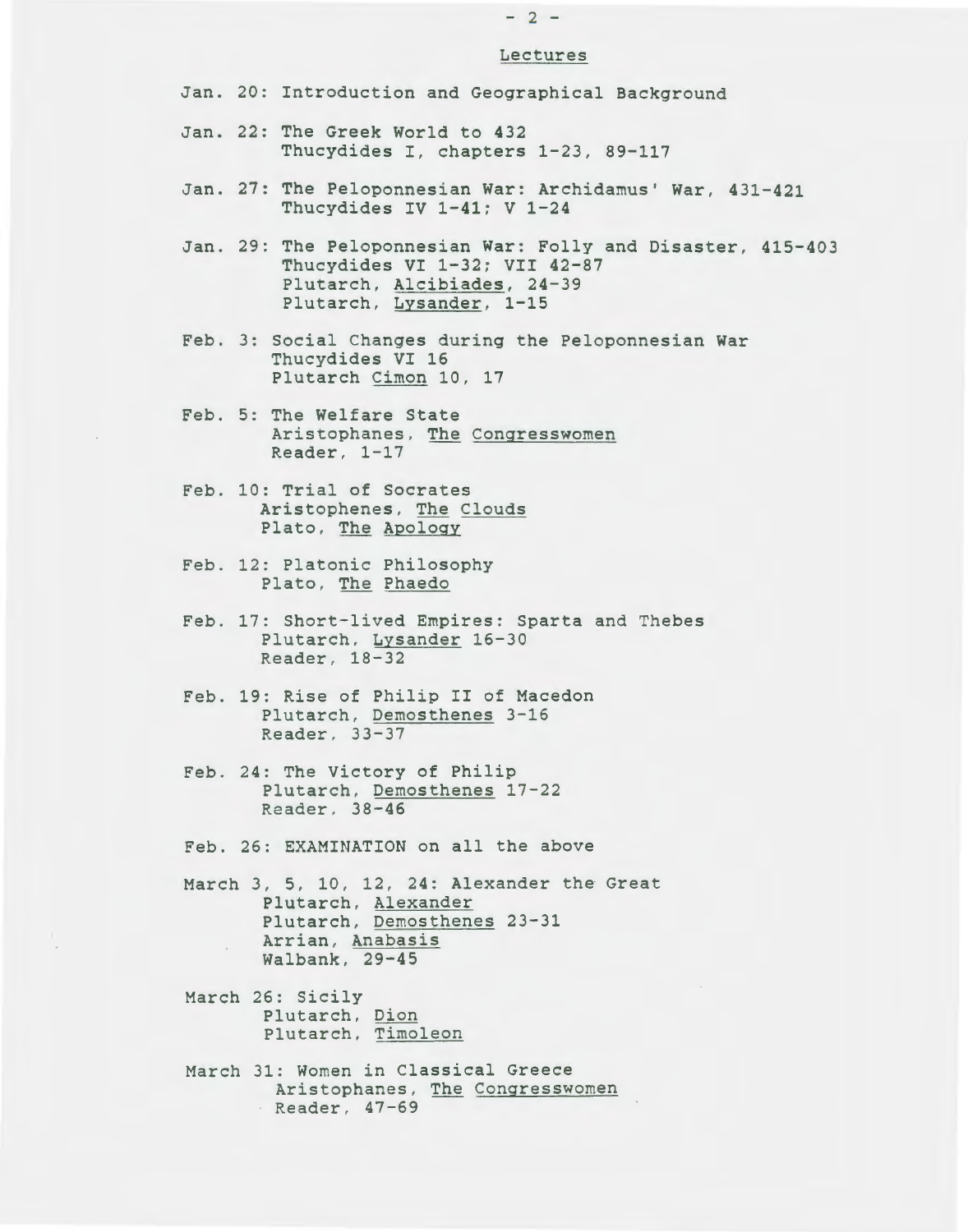## Lectures

Jan. 20: Introduction and Geographical Background

Jan. 22: The Greek World to 432
Thucydides I, chapters 1-23, 89-117

Jan. 27: The Peloponnesian War: Archidamus' War, 431-421
Thucydides IV 1-41; V 1-24

Jan. 29: The Peloponnesian War: Folly and Disaster, 415-403
Thucydides VI 1-32; VII 42-87
Plutarch, _Alcibiades_, 24-39
Plutarch, _Lysander_, 1-15

Feb. 3: Social Changes during the Peloponnesian War
Thucydides VI 16
Plutarch _Cimon_ 10, 17

Feb. 5: The Welfare State
Aristophanes, _The Congresswomen_
Reader, 1-17

Feb. 10: Trial of Socrates
Aristophenes, _The Clouds_
Plato, _The Apology_

Feb. 12: Platonic Philosophy
Plato, _The Phaedo_

Feb. 17: Short-lived Empires: Sparta and Thebes
Plutarch, _Lysander_ 16-30
Reader, 18-32

Feb. 19: Rise of Philip II of Macedon
Plutarch, _Demosthenes_ 3-16
Reader, 33-37

Feb. 24: The Victory of Philip
Plutarch, _Demosthenes_ 17-22
Reader, 38-46

Feb. 26: EXAMINATION on all the above

March 3, 5, 10, 12, 24: Alexander the Great
Plutarch, _Alexander_
Plutarch, _Demosthenes_ 23-31
Arrian, _Anabasis_
Walbank, 29-45

March 26: Sicily
Plutarch, _Dion_
Plutarch, _Timoleon_

March 31: Women in Classical Greece
Aristophanes, _The Congresswomen_
Reader, 47-69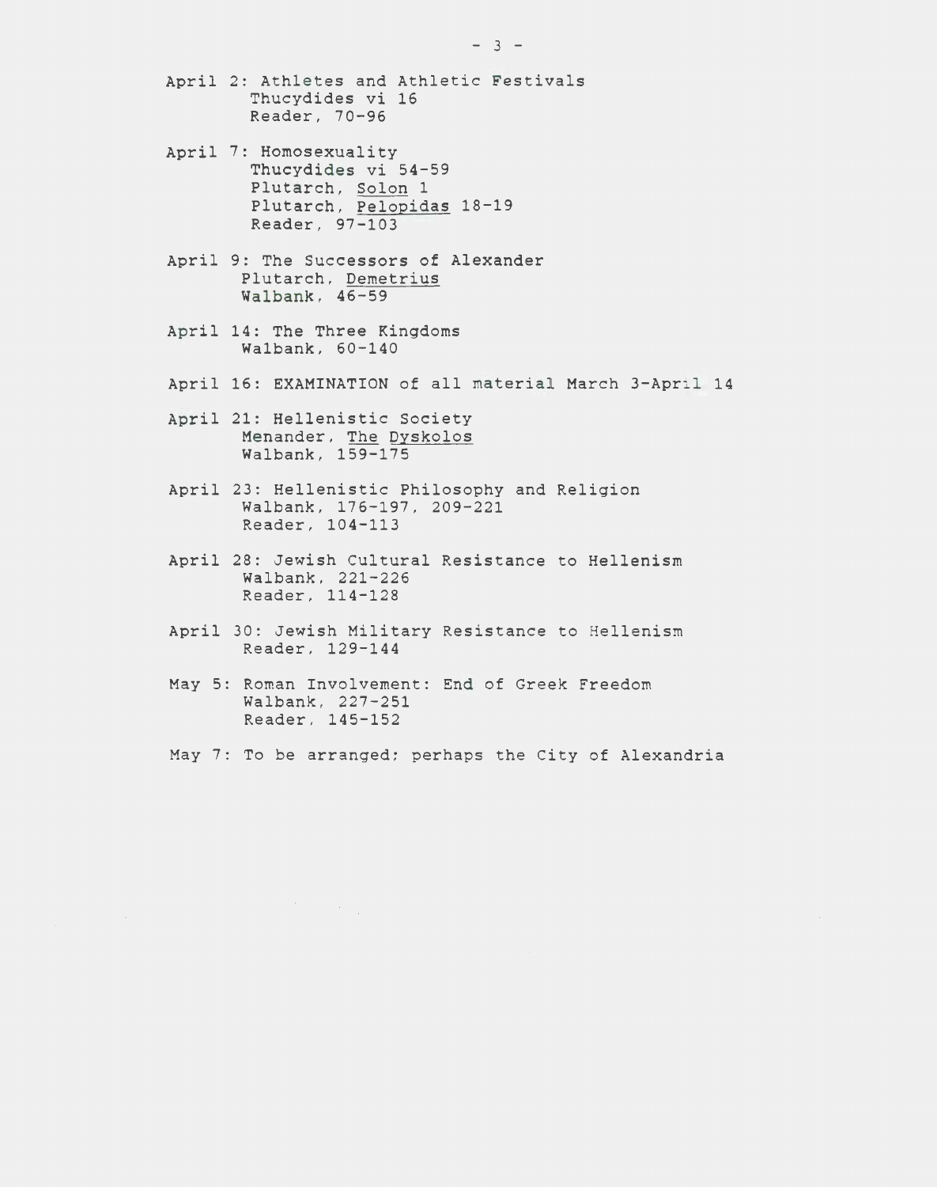April 2: Athletes and Athletic Festivals
Thucydides vi 16
Reader, 70-96

April 7: Homosexuality
Thucydides vi 54-59
Plutarch, *Solon* 1
Plutarch, *Pelopidas* 18-19
Reader, 97-103

April 9: The Successors of Alexander
Plutarch, *Demetrius*
Walbank, 46-59

April 14: The Three Kingdoms
Walbank, 60-140

April 16: EXAMINATION of all material March 3-April 14

April 21: Hellenistic Society
Menander, *The Dyskolos*
Walbank, 159-175

April 23: Hellenistic Philosophy and Religion
Walbank, 176-197, 209-221
Reader, 104-113

April 28: Jewish Cultural Resistance to Hellenism
Walbank, 221-226
Reader, 114-128

April 30: Jewish Military Resistance to Hellenism
Reader, 129-144

May 5: Roman Involvement: End of Greek Freedom
Walbank, 227-251
Reader, 145-152

May 7: To be arranged; perhaps the City of Alexandria